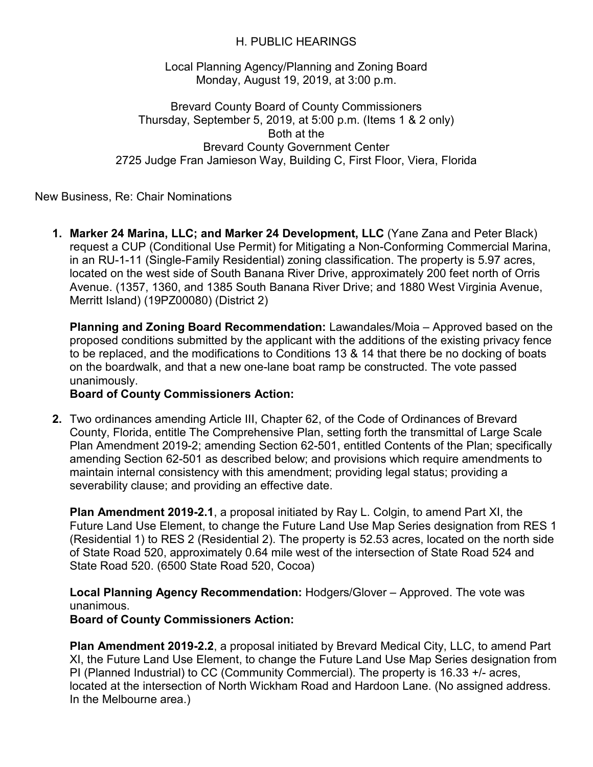# H. PUBLIC HEARINGS

Local Planning Agency/Planning and Zoning Board
Monday, August 19, 2019, at 3:00 p.m.

Brevard County Board of County Commissioners
Thursday, September 5, 2019, at 5:00 p.m. (Items 1 & 2 only)
Both at the
Brevard County Government Center
2725 Judge Fran Jamieson Way, Building C, First Floor, Viera, Florida

New Business, Re: Chair Nominations

1. **Marker 24 Marina, LLC; and Marker 24 Development, LLC** (Yane Zana and Peter Black) request a CUP (Conditional Use Permit) for Mitigating a Non-Conforming Commercial Marina, in an RU-1-11 (Single-Family Residential) zoning classification. The property is 5.97 acres, located on the west side of South Banana River Drive, approximately 200 feet north of Orris Avenue. (1357, 1360, and 1385 South Banana River Drive; and 1880 West Virginia Avenue, Merritt Island) (19PZ00080) (District 2)

   **Planning and Zoning Board Recommendation:** Lawandales/Moia – Approved based on the proposed conditions submitted by the applicant with the additions of the existing privacy fence to be replaced, and the modifications to Conditions 13 & 14 that there be no docking of boats on the boardwalk, and that a new one-lane boat ramp be constructed. The vote passed unanimously.
   **Board of County Commissioners Action:**

2. Two ordinances amending Article III, Chapter 62, of the Code of Ordinances of Brevard County, Florida, entitle The Comprehensive Plan, setting forth the transmittal of Large Scale Plan Amendment 2019-2; amending Section 62-501, entitled Contents of the Plan; specifically amending Section 62-501 as described below; and provisions which require amendments to maintain internal consistency with this amendment; providing legal status; providing a severability clause; and providing an effective date.

   **Plan Amendment 2019-2.1**, a proposal initiated by Ray L. Colgin, to amend Part XI, the Future Land Use Element, to change the Future Land Use Map Series designation from RES 1 (Residential 1) to RES 2 (Residential 2). The property is 52.53 acres, located on the north side of State Road 520, approximately 0.64 mile west of the intersection of State Road 524 and State Road 520. (6500 State Road 520, Cocoa)

   **Local Planning Agency Recommendation:** Hodgers/Glover – Approved. The vote was unanimous.
   **Board of County Commissioners Action:**

   **Plan Amendment 2019-2.2**, a proposal initiated by Brevard Medical City, LLC, to amend Part XI, the Future Land Use Element, to change the Future Land Use Map Series designation from PI (Planned Industrial) to CC (Community Commercial). The property is 16.33 +/- acres, located at the intersection of North Wickham Road and Hardoon Lane. (No assigned address. In the Melbourne area.)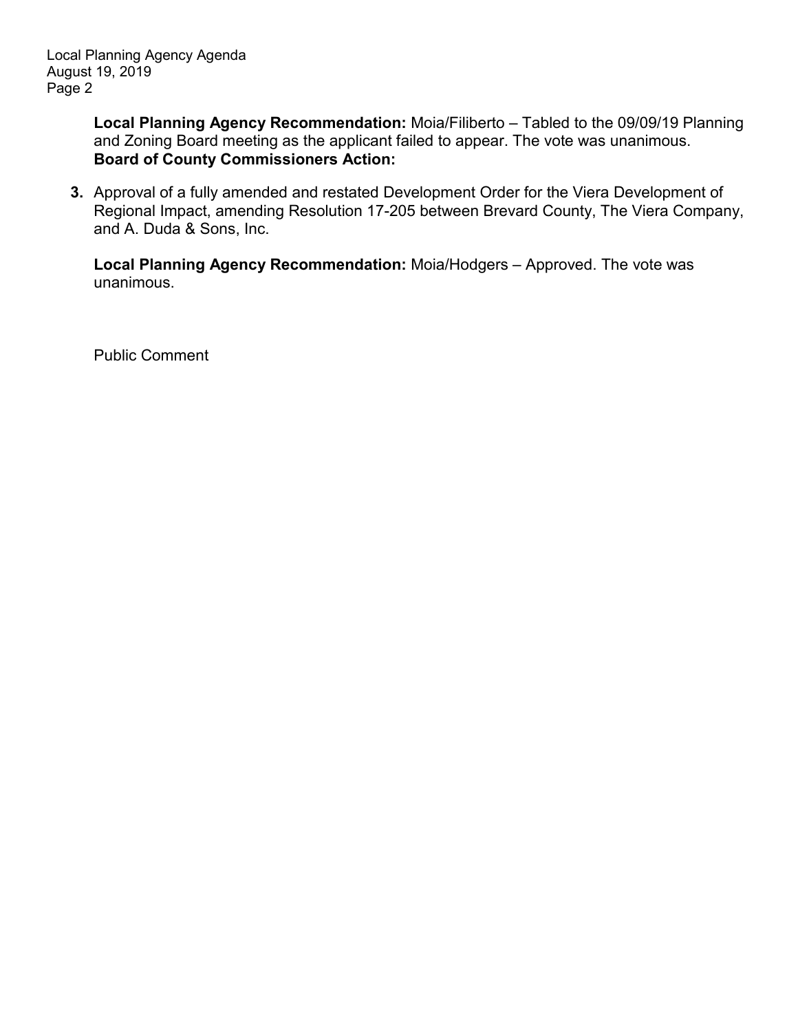**Local Planning Agency Recommendation:** Moia/Filiberto – Tabled to the 09/09/19 Planning and Zoning Board meeting as the applicant failed to appear. The vote was unanimous.
**Board of County Commissioners Action:**

**3.** Approval of a fully amended and restated Development Order for the Viera Development of Regional Impact, amending Resolution 17-205 between Brevard County, The Viera Company, and A. Duda & Sons, Inc.

**Local Planning Agency Recommendation:** Moia/Hodgers – Approved. The vote was unanimous.

Public Comment